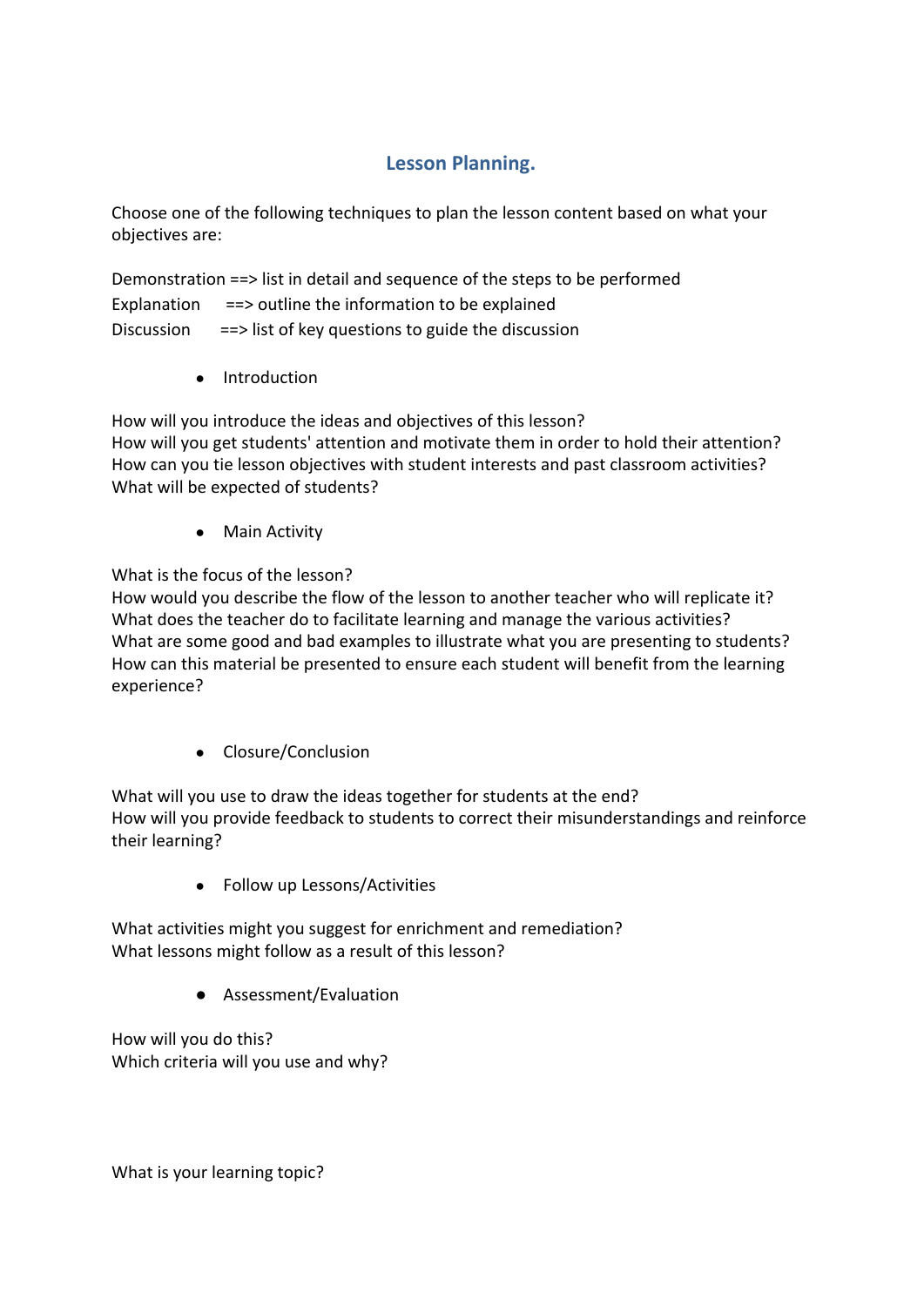# Lesson Planning.

Choose one of the following techniques to plan the lesson content based on what your objectives are:

Demonstration ==> list in detail and sequence of the steps to be performed
Explanation ==> outline the information to be explained
Discussion ==> list of key questions to guide the discussion

- Introduction

How will you introduce the ideas and objectives of this lesson?
How will you get students' attention and motivate them in order to hold their attention?
How can you tie lesson objectives with student interests and past classroom activities?
What will be expected of students?

- Main Activity

What is the focus of the lesson?
How would you describe the flow of the lesson to another teacher who will replicate it?
What does the teacher do to facilitate learning and manage the various activities?
What are some good and bad examples to illustrate what you are presenting to students?
How can this material be presented to ensure each student will benefit from the learning experience?

- Closure/Conclusion

What will you use to draw the ideas together for students at the end?
How will you provide feedback to students to correct their misunderstandings and reinforce their learning?

- Follow up Lessons/Activities

What activities might you suggest for enrichment and remediation?
What lessons might follow as a result of this lesson?

- Assessment/Evaluation

How will you do this?
Which criteria will you use and why?

What is your learning topic?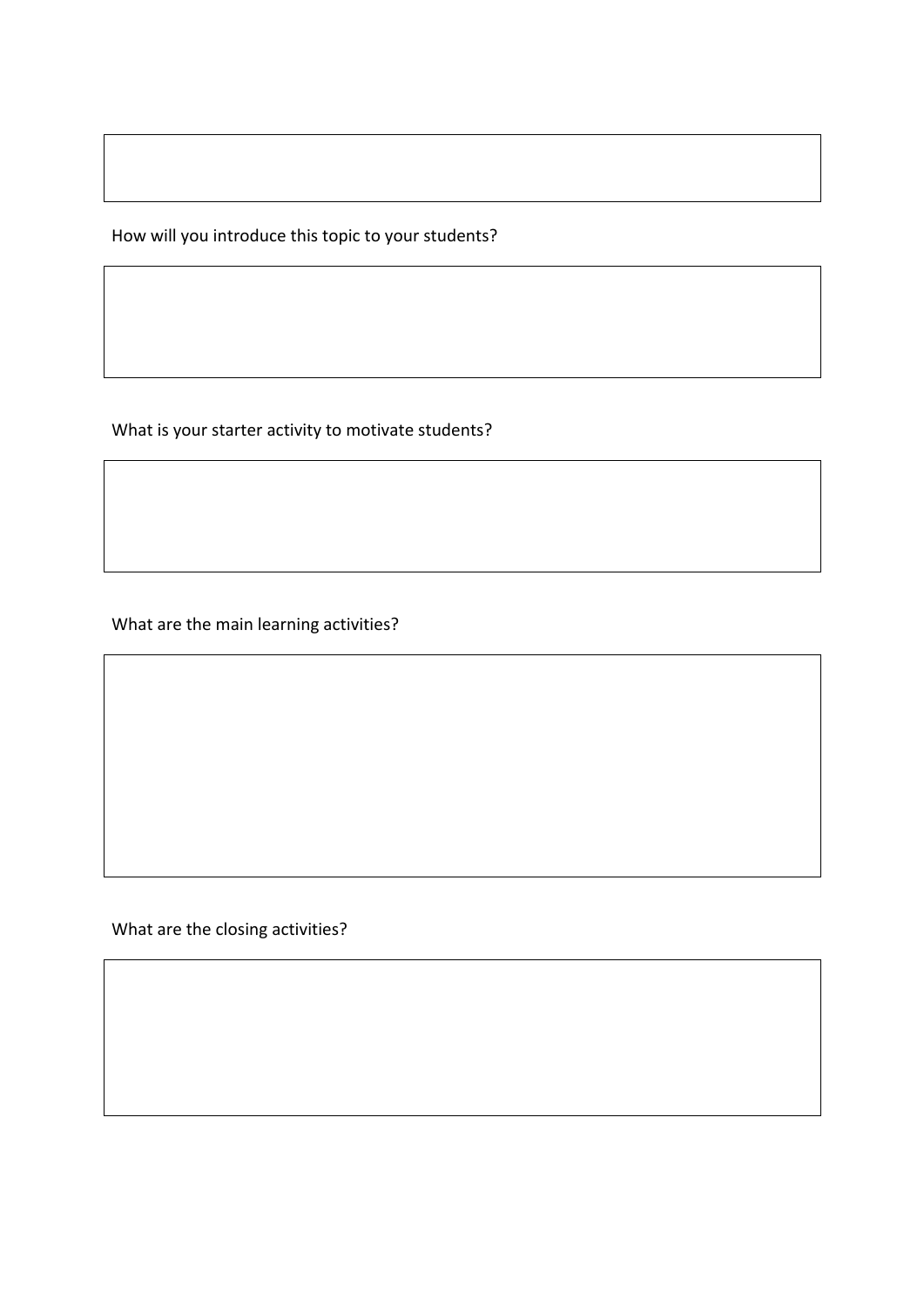How will you introduce this topic to your students?

What is your starter activity to motivate students?

What are the main learning activities?

What are the closing activities?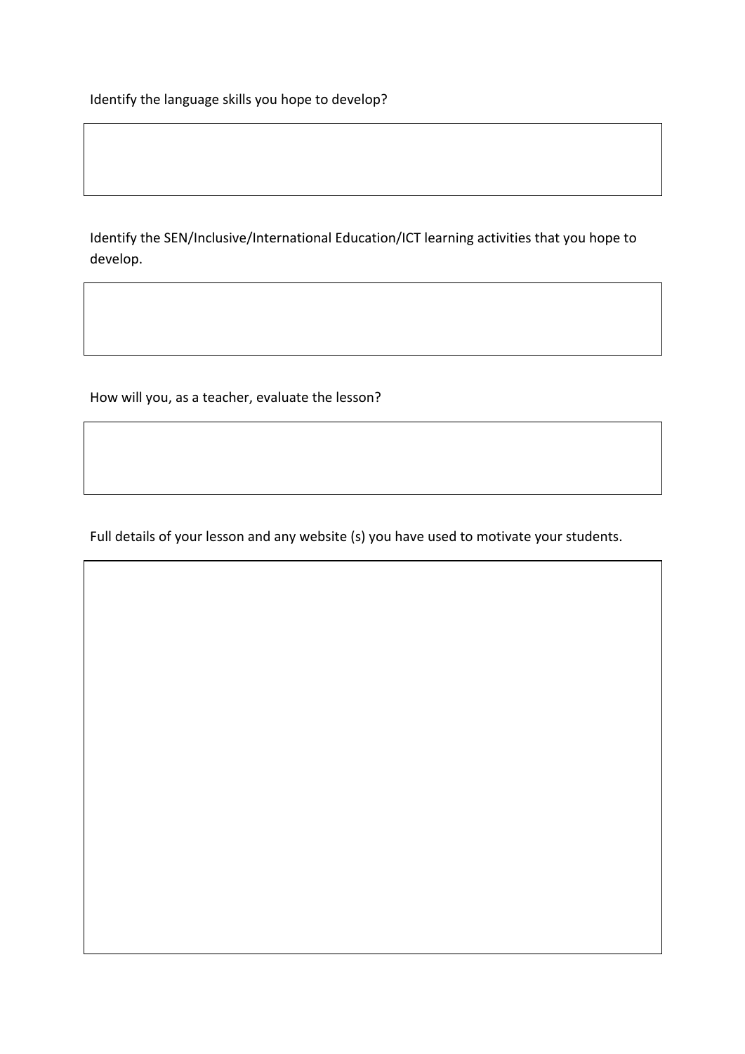Identify the language skills you hope to develop?

Identify the SEN/Inclusive/International Education/ICT learning activities that you hope to develop.

How will you, as a teacher, evaluate the lesson?

Full details of your lesson and any website (s) you have used to motivate your students.